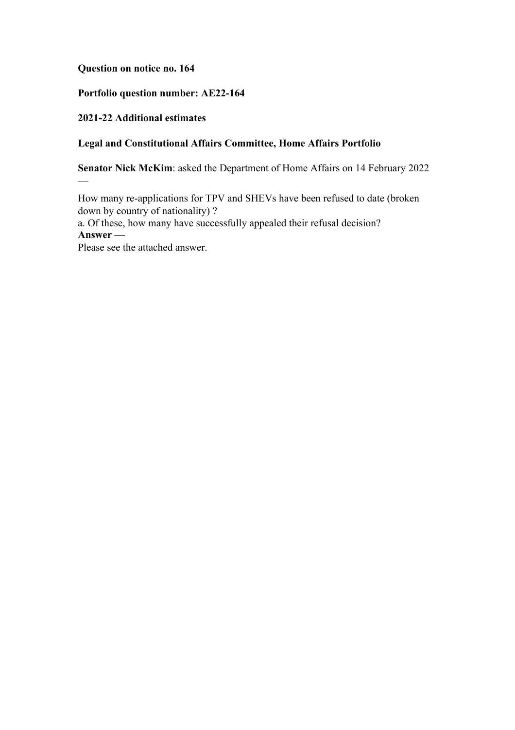**Question on notice no. 164**

**Portfolio question number: AE22-164**

**2021-22 Additional estimates**

**Legal and Constitutional Affairs Committee, Home Affairs Portfolio**

**Senator Nick McKim**: asked the Department of Home Affairs on 14 February 2022 —

How many re-applications for TPV and SHEVs have been refused to date (broken down by country of nationality) ?
a. Of these, how many have successfully appealed their refusal decision?

**Answer —**

Please see the attached answer.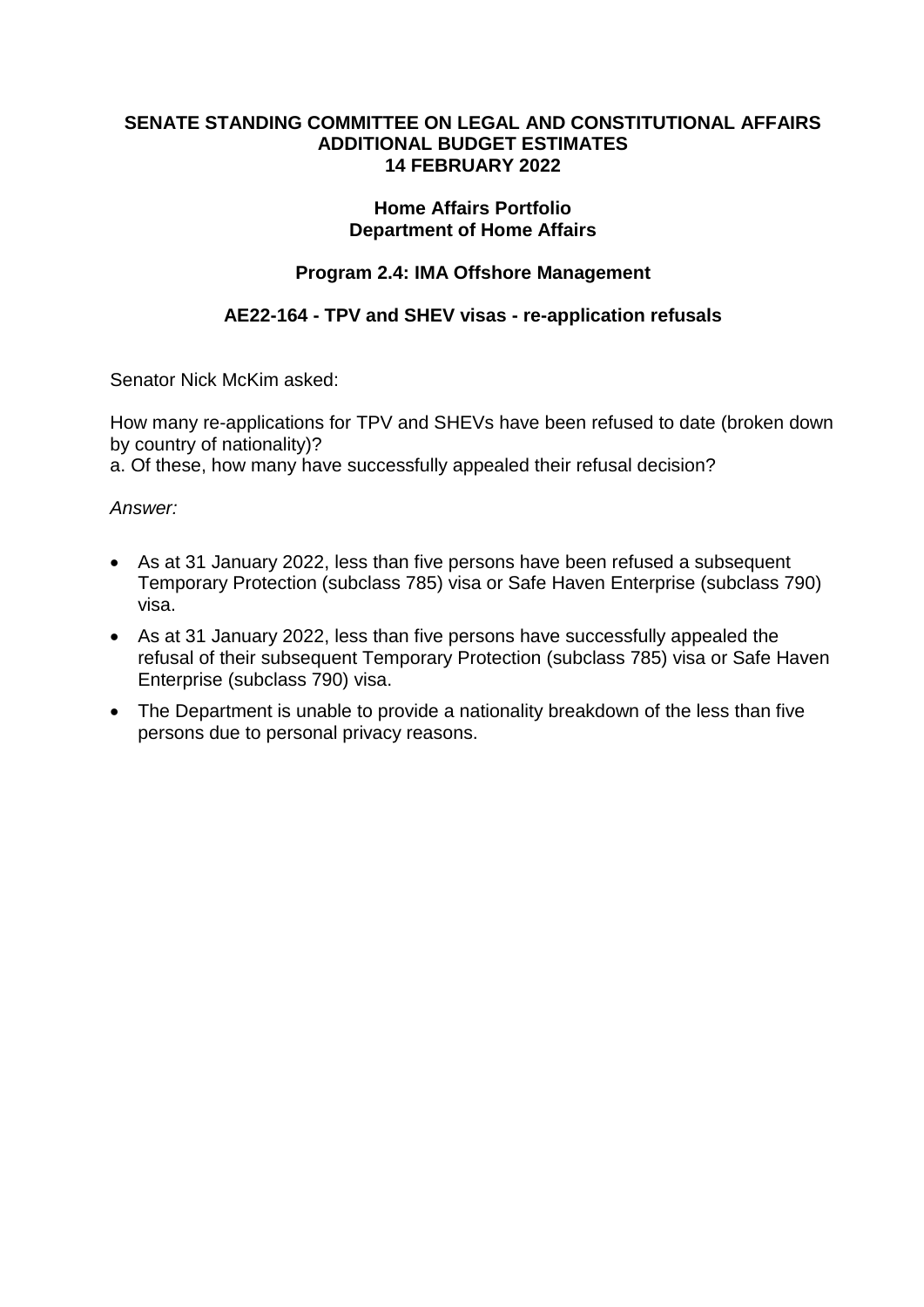**SENATE STANDING COMMITTEE ON LEGAL AND CONSTITUTIONAL AFFAIRS**
**ADDITIONAL BUDGET ESTIMATES**
**14 FEBRUARY 2022**

**Home Affairs Portfolio**
**Department of Home Affairs**

**Program 2.4: IMA Offshore Management**

**AE22-164 - TPV and SHEV visas - re-application refusals**

Senator Nick McKim asked:

How many re-applications for TPV and SHEVs have been refused to date (broken down by country of nationality)?
a. Of these, how many have successfully appealed their refusal decision?

*Answer:*

- As at 31 January 2022, less than five persons have been refused a subsequent Temporary Protection (subclass 785) visa or Safe Haven Enterprise (subclass 790) visa.
- As at 31 January 2022, less than five persons have successfully appealed the refusal of their subsequent Temporary Protection (subclass 785) visa or Safe Haven Enterprise (subclass 790) visa.
- The Department is unable to provide a nationality breakdown of the less than five persons due to personal privacy reasons.